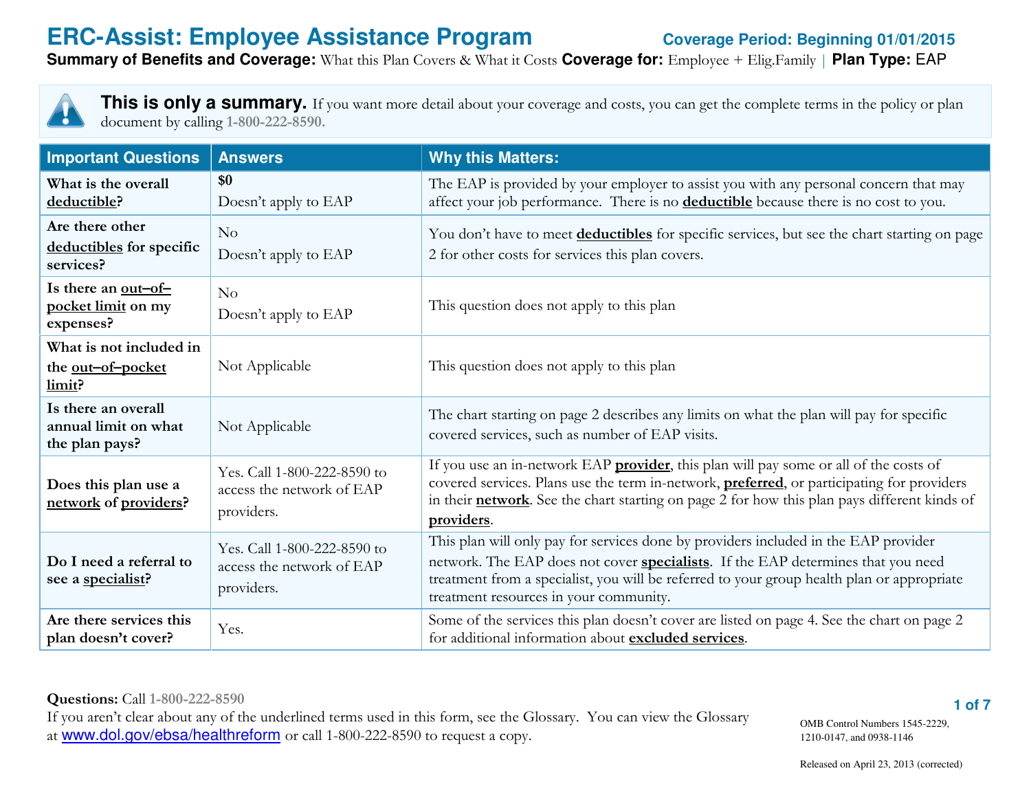# ERC-Assist: Employee Assistance Program

**Coverage Period: Beginning 01/01/2015**

**Summary of Benefits and Coverage:** What this Plan Covers & What it Costs **Coverage for:** Employee + Elig.Family | **Plan Type:** EAP

**This is only a summary.** If you want more detail about your coverage and costs, you can get the complete terms in the policy or plan document by calling **1-800-222-8590.**

| Important Questions | Answers | Why this Matters: |
|---|---|---|
| **What is the overall <u>deductible</u>?** | **$0**<br>Doesn't apply to EAP | The EAP is provided by your employer to assist you with any personal concern that may affect your job performance. There is no **<u>deductible</u>** because there is no cost to you. |
| **Are there other <u>deductibles</u> for specific services?** | No<br>Doesn't apply to EAP | You don't have to meet **<u>deductibles</u>** for specific services, but see the chart starting on page 2 for other costs for services this plan covers. |
| **Is there an <u>out–of–pocket limit</u> on my expenses?** | No<br>Doesn't apply to EAP | This question does not apply to this plan |
| **What is not included in the <u>out–of–pocket limit</u>?** | Not Applicable | This question does not apply to this plan |
| **Is there an overall annual limit on what the plan pays?** | Not Applicable | The chart starting on page 2 describes any limits on what the plan will pay for specific covered services, such as number of EAP visits. |
| **Does this plan use a <u>network</u> of <u>providers</u>?** | Yes. Call 1-800-222-8590 to access the network of EAP providers. | If you use an in-network EAP **<u>provider</u>**, this plan will pay some or all of the costs of covered services. Plans use the term in-network, **<u>preferred</u>**, or participating for providers in their **<u>network</u>**. See the chart starting on page 2 for how this plan pays different kinds of **<u>providers</u>**. |
| **Do I need a referral to see a <u>specialist</u>?** | Yes. Call 1-800-222-8590 to access the network of EAP providers. | This plan will only pay for services done by providers included in the EAP provider network. The EAP does not cover **<u>specialists</u>**. If the EAP determines that you need treatment from a specialist, you will be referred to your group health plan or appropriate treatment resources in your community. |
| **Are there services this plan doesn't cover?** | Yes. | Some of the services this plan doesn't cover are listed on page 4. See the chart on page 2 for additional information about **<u>excluded services</u>**. |

**Questions:** Call **1-800-222-8590**

If you aren't clear about any of the underlined terms used in this form, see the Glossary. You can view the Glossary at www.dol.gov/ebsa/healthreform or call 1-800-222-8590 to request a copy.

OMB Control Numbers 1545-2229, 1210-0147, and 0938-1146

Released on April 23, 2013 (corrected)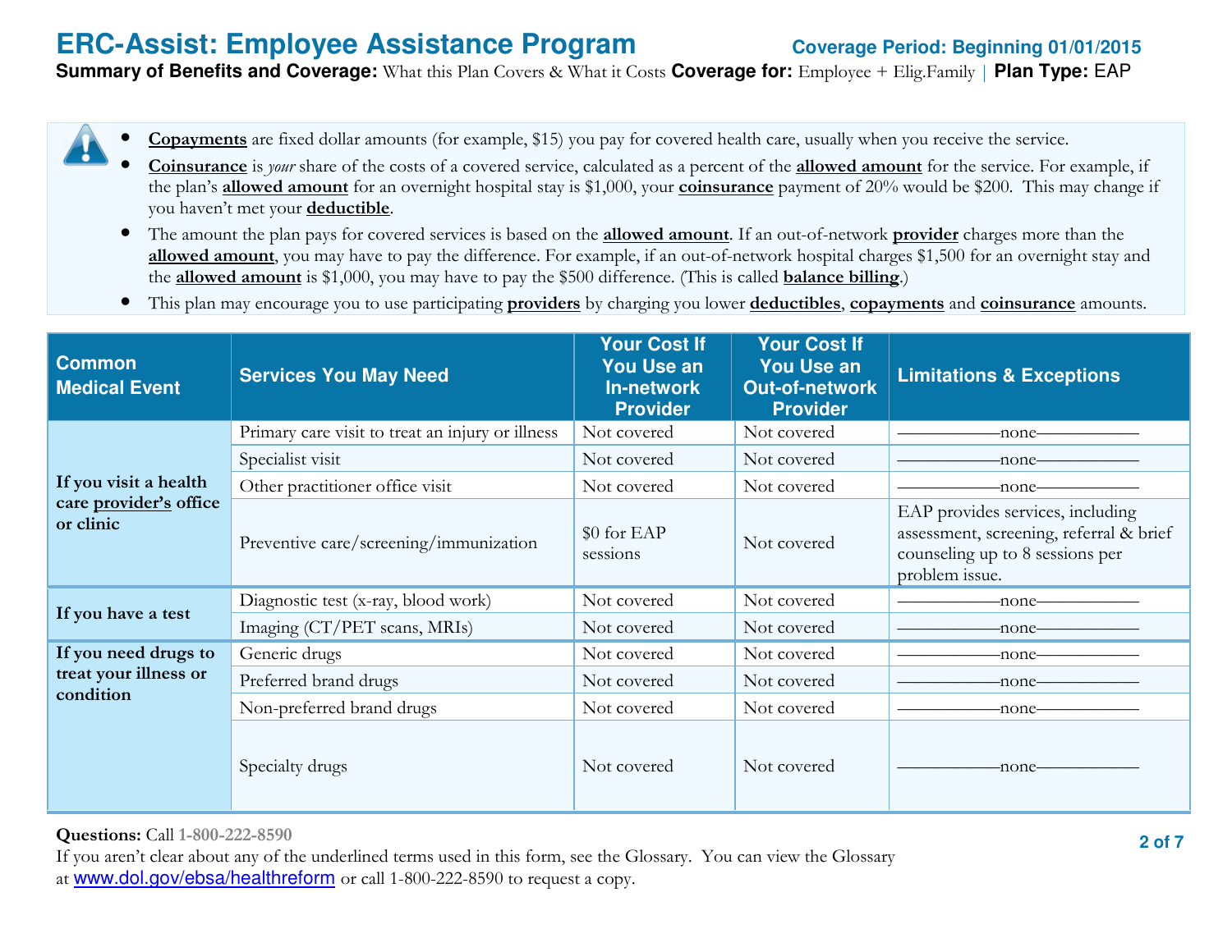# ERC-Assist: Employee Assistance Program

Coverage Period: Beginning 01/01/2015

**Summary of Benefits and Coverage:** What this Plan Covers & What it Costs **Coverage for:** Employee + Elig.Family | **Plan Type:** EAP

- **Copayments** are fixed dollar amounts (for example, $15) you pay for covered health care, usually when you receive the service.
- **Coinsurance** is *your* share of the costs of a covered service, calculated as a percent of the **allowed amount** for the service. For example, if the plan's **allowed amount** for an overnight hospital stay is $1,000, your **coinsurance** payment of 20% would be $200. This may change if you haven't met your **deductible**.
- The amount the plan pays for covered services is based on the **allowed amount**. If an out-of-network **provider** charges more than the **allowed amount**, you may have to pay the difference. For example, if an out-of-network hospital charges $1,500 for an overnight stay and the **allowed amount** is $1,000, you may have to pay the $500 difference. (This is called **balance billing**.)
- This plan may encourage you to use participating **providers** by charging you lower **deductibles**, **copayments** and **coinsurance** amounts.

| Common Medical Event | Services You May Need | Your Cost If You Use an In-network Provider | Your Cost If You Use an Out-of-network Provider | Limitations & Exceptions |
|---|---|---|---|---|
| If you visit a health care provider's office or clinic | Primary care visit to treat an injury or illness | Not covered | Not covered | ——————none—————— |
| | Specialist visit | Not covered | Not covered | ——————none—————— |
| | Other practitioner office visit | Not covered | Not covered | ——————none—————— |
| | Preventive care/screening/immunization | $0 for EAP sessions | Not covered | EAP provides services, including assessment, screening, referral & brief counseling up to 8 sessions per problem issue. |
| If you have a test | Diagnostic test (x-ray, blood work) | Not covered | Not covered | ——————none—————— |
| | Imaging (CT/PET scans, MRIs) | Not covered | Not covered | ——————none—————— |
| If you need drugs to treat your illness or condition | Generic drugs | Not covered | Not covered | ——————none—————— |
| | Preferred brand drugs | Not covered | Not covered | ——————none—————— |
| | Non-preferred brand drugs | Not covered | Not covered | ——————none—————— |
| | Specialty drugs | Not covered | Not covered | ——————none—————— |

**Questions:** Call 1-800-222-8590

If you aren't clear about any of the underlined terms used in this form, see the Glossary. You can view the Glossary at www.dol.gov/ebsa/healthreform or call 1-800-222-8590 to request a copy.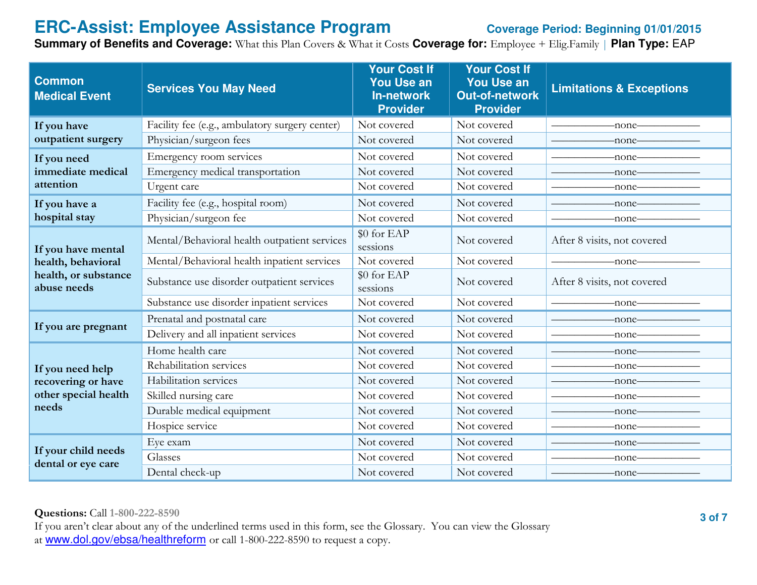# ERC-Assist: Employee Assistance Program

**Coverage Period: Beginning 01/01/2015**

**Summary of Benefits and Coverage:** What this Plan Covers & What it Costs **Coverage for:** Employee + Elig.Family | **Plan Type:** EAP

| Common Medical Event | Services You May Need | Your Cost If You Use an In-network Provider | Your Cost If You Use an Out-of-network Provider | Limitations & Exceptions |
|---|---|---|---|---|
| **If you have outpatient surgery** | Facility fee (e.g., ambulatory surgery center) | Not covered | Not covered | ——————none—————— |
| | Physician/surgeon fees | Not covered | Not covered | ——————none—————— |
| **If you need immediate medical attention** | Emergency room services | Not covered | Not covered | ——————none—————— |
| | Emergency medical transportation | Not covered | Not covered | ——————none—————— |
| | Urgent care | Not covered | Not covered | ——————none—————— |
| **If you have a hospital stay** | Facility fee (e.g., hospital room) | Not covered | Not covered | ——————none—————— |
| | Physician/surgeon fee | Not covered | Not covered | ——————none—————— |
| **If you have mental health, behavioral health, or substance abuse needs** | Mental/Behavioral health outpatient services | $0 for EAP sessions | Not covered | After 8 visits, not covered |
| | Mental/Behavioral health inpatient services | Not covered | Not covered | ——————none—————— |
| | Substance use disorder outpatient services | $0 for EAP sessions | Not covered | After 8 visits, not covered |
| | Substance use disorder inpatient services | Not covered | Not covered | ——————none—————— |
| **If you are pregnant** | Prenatal and postnatal care | Not covered | Not covered | ——————none—————— |
| | Delivery and all inpatient services | Not covered | Not covered | ——————none—————— |
| **If you need help recovering or have other special health needs** | Home health care | Not covered | Not covered | ——————none—————— |
| | Rehabilitation services | Not covered | Not covered | ——————none—————— |
| | Habilitation services | Not covered | Not covered | ——————none—————— |
| | Skilled nursing care | Not covered | Not covered | ——————none—————— |
| | Durable medical equipment | Not covered | Not covered | ——————none—————— |
| | Hospice service | Not covered | Not covered | ——————none—————— |
| **If your child needs dental or eye care** | Eye exam | Not covered | Not covered | ——————none—————— |
| | Glasses | Not covered | Not covered | ——————none—————— |
| | Dental check-up | Not covered | Not covered | ——————none—————— |

**Questions:** Call 1-800-222-8590

If you aren't clear about any of the underlined terms used in this form, see the Glossary. You can view the Glossary at www.dol.gov/ebsa/healthreform or call 1-800-222-8590 to request a copy.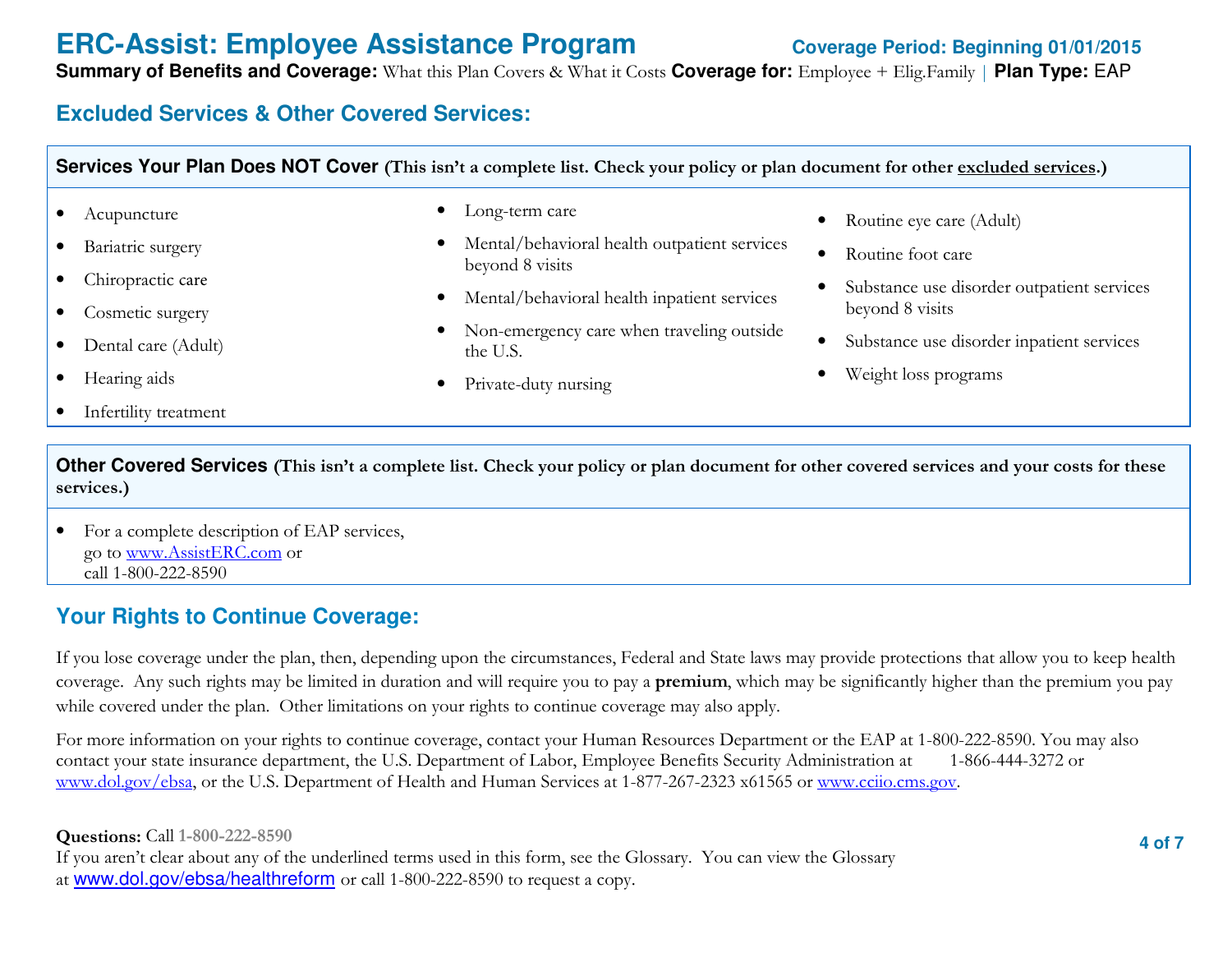# ERC-Assist: Employee Assistance Program

**Coverage Period: Beginning 01/01/2015**

**Summary of Benefits and Coverage:** What this Plan Covers & What it Costs **Coverage for:** Employee + Elig.Family | **Plan Type:** EAP

## Excluded Services & Other Covered Services:

### Services Your Plan Does NOT Cover (This isn't a complete list. Check your policy or plan document for other excluded services.)

- Acupuncture
- Bariatric surgery
- Chiropractic care
- Cosmetic surgery
- Dental care (Adult)
- Hearing aids
- Infertility treatment
- Long-term care
- Mental/behavioral health outpatient services beyond 8 visits
- Mental/behavioral health inpatient services
- Non-emergency care when traveling outside the U.S.
- Private-duty nursing
- Routine eye care (Adult)
- Routine foot care
- Substance use disorder outpatient services beyond 8 visits
- Substance use disorder inpatient services
- Weight loss programs

### Other Covered Services (This isn't a complete list. Check your policy or plan document for other covered services and your costs for these services.)

- For a complete description of EAP services, go to www.AssistERC.com or call 1-800-222-8590

## Your Rights to Continue Coverage:

If you lose coverage under the plan, then, depending upon the circumstances, Federal and State laws may provide protections that allow you to keep health coverage. Any such rights may be limited in duration and will require you to pay a **premium**, which may be significantly higher than the premium you pay while covered under the plan. Other limitations on your rights to continue coverage may also apply.

For more information on your rights to continue coverage, contact your Human Resources Department or the EAP at 1-800-222-8590. You may also contact your state insurance department, the U.S. Department of Labor, Employee Benefits Security Administration at 1-866-444-3272 or www.dol.gov/ebsa, or the U.S. Department of Health and Human Services at 1-877-267-2323 x61565 or www.cciio.cms.gov.

**Questions:** Call **1-800-222-8590**
If you aren't clear about any of the underlined terms used in this form, see the Glossary. You can view the Glossary at www.dol.gov/ebsa/healthreform or call 1-800-222-8590 to request a copy.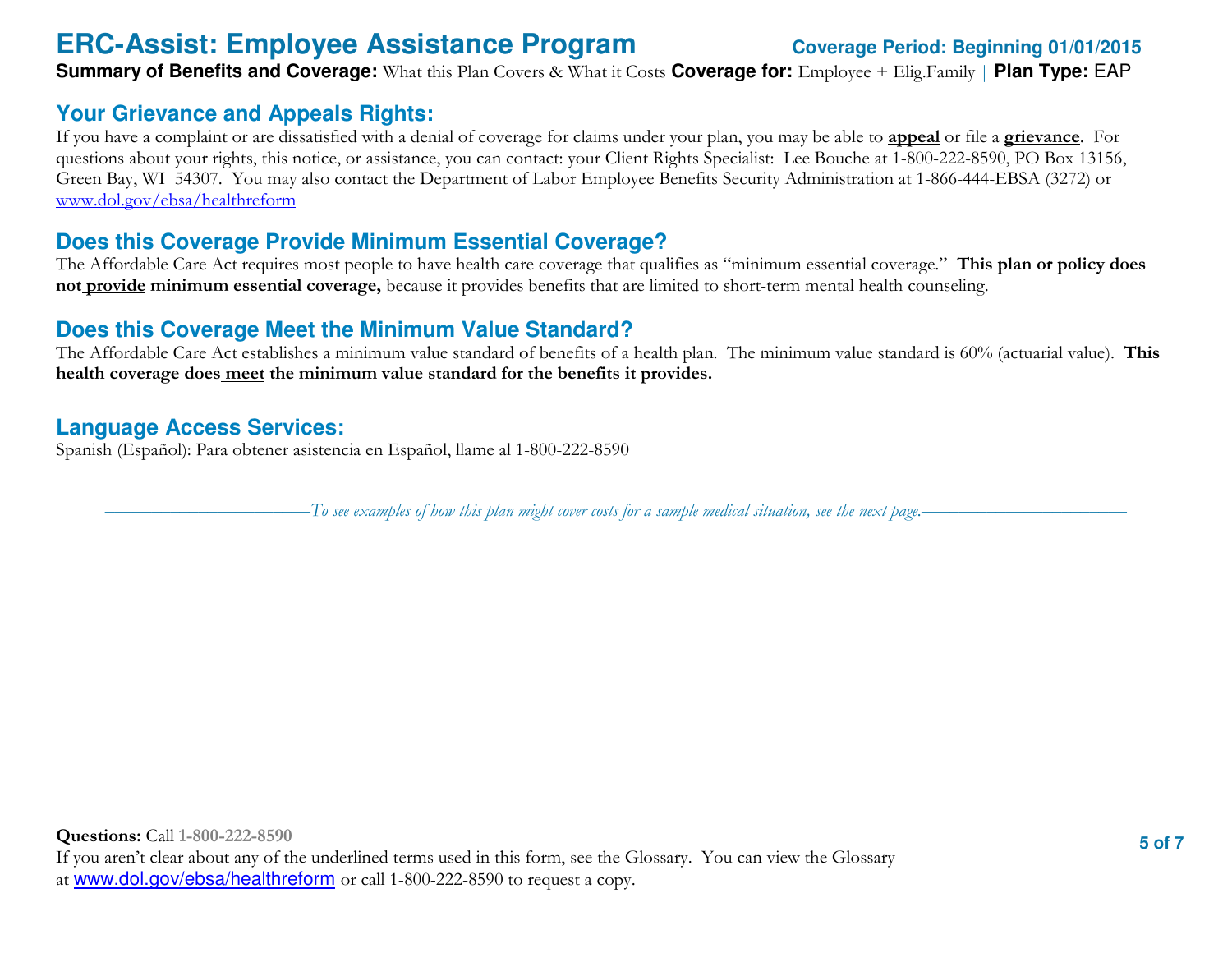# ERC-Assist: Employee Assistance Program

**Coverage Period: Beginning 01/01/2015**

**Summary of Benefits and Coverage:** What this Plan Covers & What it Costs **Coverage for:** Employee + Elig.Family | **Plan Type:** EAP

## Your Grievance and Appeals Rights:

If you have a complaint or are dissatisfied with a denial of coverage for claims under your plan, you may be able to **appeal** or file a **grievance**. For questions about your rights, this notice, or assistance, you can contact: your Client Rights Specialist: Lee Bouche at 1-800-222-8590, PO Box 13156, Green Bay, WI 54307. You may also contact the Department of Labor Employee Benefits Security Administration at 1-866-444-EBSA (3272) or www.dol.gov/ebsa/healthreform

## Does this Coverage Provide Minimum Essential Coverage?

The Affordable Care Act requires most people to have health care coverage that qualifies as "minimum essential coverage." **This plan or policy does not provide minimum essential coverage,** because it provides benefits that are limited to short-term mental health counseling.

## Does this Coverage Meet the Minimum Value Standard?

The Affordable Care Act establishes a minimum value standard of benefits of a health plan. The minimum value standard is 60% (actuarial value). **This health coverage does meet the minimum value standard for the benefits it provides.**

## Language Access Services:

Spanish (Español): Para obtener asistencia en Español, llame al 1-800-222-8590

*To see examples of how this plan might cover costs for a sample medical situation, see the next page.*

**Questions:** Call **1-800-222-8590**

If you aren't clear about any of the underlined terms used in this form, see the Glossary. You can view the Glossary at www.dol.gov/ebsa/healthreform or call 1-800-222-8590 to request a copy.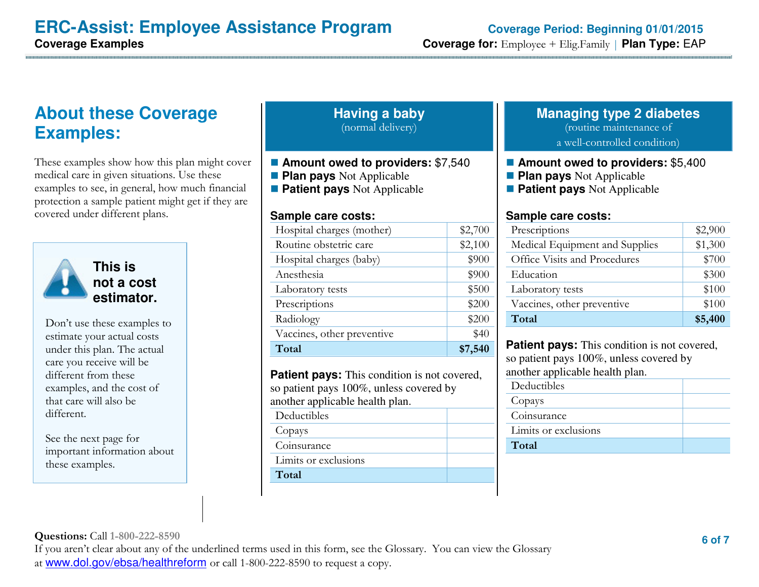# ERC-Assist: Employee Assistance Program

**Coverage Examples**

**Coverage Period: Beginning 01/01/2015**

**Coverage for:** Employee + Elig.Family | **Plan Type:** EAP

## About these Coverage Examples:

These examples show how this plan might cover medical care in given situations. Use these examples to see, in general, how much financial protection a sample patient might get if they are covered under different plans.

**This is not a cost estimator.**

Don't use these examples to estimate your actual costs under this plan. The actual care you receive will be different from these examples, and the cost of that care will also be different.

See the next page for important information about these examples.

## Having a baby

(normal delivery)

- **Amount owed to providers:** $7,540
- **Plan pays** Not Applicable
- **Patient pays** Not Applicable

**Sample care costs:**

| | |
|---|---|
| Hospital charges (mother) | $2,700 |
| Routine obstetric care | $2,100 |
| Hospital charges (baby) | $900 |
| Anesthesia | $900 |
| Laboratory tests | $500 |
| Prescriptions | $200 |
| Radiology | $200 |
| Vaccines, other preventive | $40 |
| **Total** | **$7,540** |

**Patient pays:** This condition is not covered, so patient pays 100%, unless covered by another applicable health plan.

| | |
|---|---|
| Deductibles | |
| Copays | |
| Coinsurance | |
| Limits or exclusions | |
| **Total** | |

## Managing type 2 diabetes

(routine maintenance of a well-controlled condition)

- **Amount owed to providers:** $5,400
- **Plan pays** Not Applicable
- **Patient pays** Not Applicable

**Sample care costs:**

| | |
|---|---|
| Prescriptions | $2,900 |
| Medical Equipment and Supplies | $1,300 |
| Office Visits and Procedures | $700 |
| Education | $300 |
| Laboratory tests | $100 |
| Vaccines, other preventive | $100 |
| **Total** | **$5,400** |

**Patient pays:** This condition is not covered, so patient pays 100%, unless covered by another applicable health plan.

| | |
|---|---|
| Deductibles | |
| Copays | |
| Coinsurance | |
| Limits or exclusions | |
| **Total** | |

**Questions:** Call 1-800-222-8590

If you aren't clear about any of the underlined terms used in this form, see the Glossary. You can view the Glossary at www.dol.gov/ebsa/healthreform or call 1-800-222-8590 to request a copy.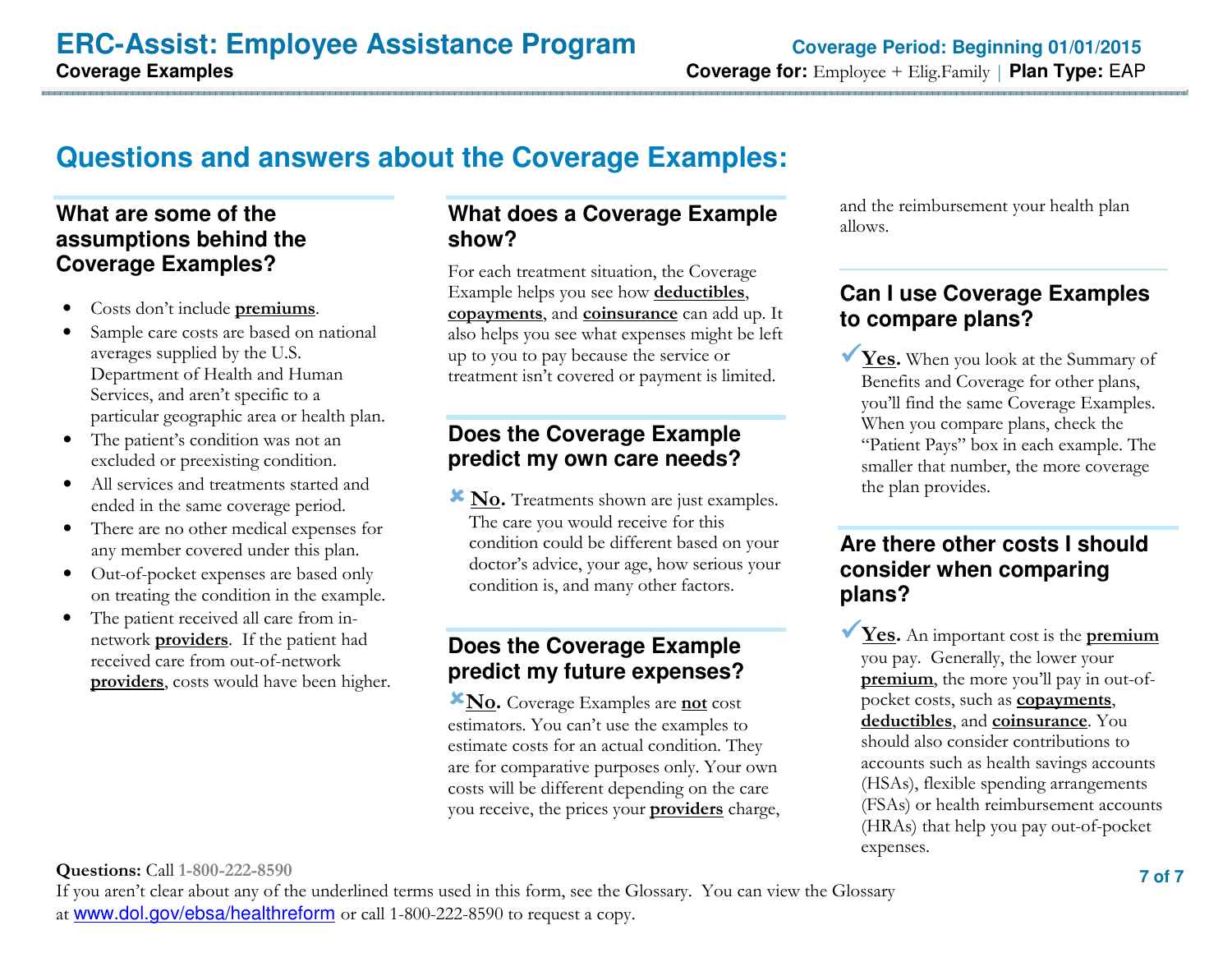# Questions and answers about the Coverage Examples:

## What are some of the assumptions behind the Coverage Examples?

- Costs don't include **premiums**.
- Sample care costs are based on national averages supplied by the U.S. Department of Health and Human Services, and aren't specific to a particular geographic area or health plan.
- The patient's condition was not an excluded or preexisting condition.
- All services and treatments started and ended in the same coverage period.
- There are no other medical expenses for any member covered under this plan.
- Out-of-pocket expenses are based only on treating the condition in the example.
- The patient received all care from in-network **providers**. If the patient had received care from out-of-network **providers**, costs would have been higher.

## What does a Coverage Example show?

For each treatment situation, the Coverage Example helps you see how **deductibles**, **copayments**, and **coinsurance** can add up. It also helps you see what expenses might be left up to you to pay because the service or treatment isn't covered or payment is limited.

## Does the Coverage Example predict my own care needs?

✘ **No.** Treatments shown are just examples. The care you would receive for this condition could be different based on your doctor's advice, your age, how serious your condition is, and many other factors.

## Does the Coverage Example predict my future expenses?

✘ **No.** Coverage Examples are **not** cost estimators. You can't use the examples to estimate costs for an actual condition. They are for comparative purposes only. Your own costs will be different depending on the care you receive, the prices your **providers** charge, and the reimbursement your health plan allows.

## Can I use Coverage Examples to compare plans?

✓ **Yes.** When you look at the Summary of Benefits and Coverage for other plans, you'll find the same Coverage Examples. When you compare plans, check the "Patient Pays" box in each example. The smaller that number, the more coverage the plan provides.

## Are there other costs I should consider when comparing plans?

✓ **Yes.** An important cost is the **premium** you pay. Generally, the lower your **premium**, the more you'll pay in out-of-pocket costs, such as **copayments**, **deductibles**, and **coinsurance**. You should also consider contributions to accounts such as health savings accounts (HSAs), flexible spending arrangements (FSAs) or health reimbursement accounts (HRAs) that help you pay out-of-pocket expenses.

**Questions:** Call 1-800-222-8590

If you aren't clear about any of the underlined terms used in this form, see the Glossary. You can view the Glossary at www.dol.gov/ebsa/healthreform or call 1-800-222-8590 to request a copy.